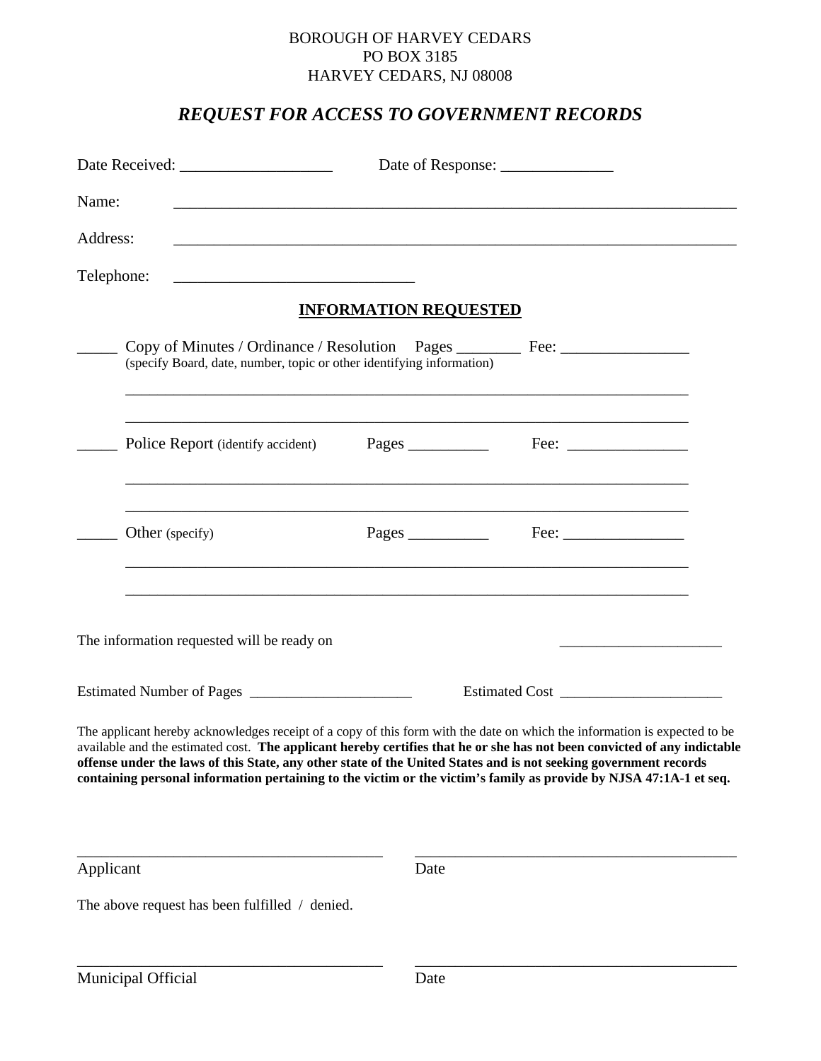BOROUGH OF HARVEY CEDARS
PO BOX 3185
HARVEY CEDARS, NJ 08008

## *REQUEST FOR ACCESS TO GOVERNMENT RECORDS*

Date Received: ___________________ Date of Response: ______________

Name: ________________________________________________________________________

Address: ________________________________________________________________________

Telephone: ______________________________

**INFORMATION REQUESTED**

_____ Copy of Minutes / Ordinance / Resolution Pages ________ Fee: ________________
(specify Board, date, number, topic or other identifying information)

________________________________________________________________________

________________________________________________________________________

_____ Police Report (identify accident) Pages __________ Fee: _______________

________________________________________________________________________

________________________________________________________________________

_____ Other (specify) Pages __________ Fee: _______________

________________________________________________________________________

________________________________________________________________________

The information requested will be ready on _____________________

Estimated Number of Pages _____________________ Estimated Cost _____________________

The applicant hereby acknowledges receipt of a copy of this form with the date on which the information is expected to be available and the estimated cost. **The applicant hereby certifies that he or she has not been convicted of any indictable offense under the laws of this State, any other state of the United States and is not seeking government records containing personal information pertaining to the victim or the victim's family as provide by NJSA 47:1A-1 et seq.**

_______________________________________ _________________________________________
Applicant Date

The above request has been fulfilled / denied.

_______________________________________ _________________________________________
Municipal Official Date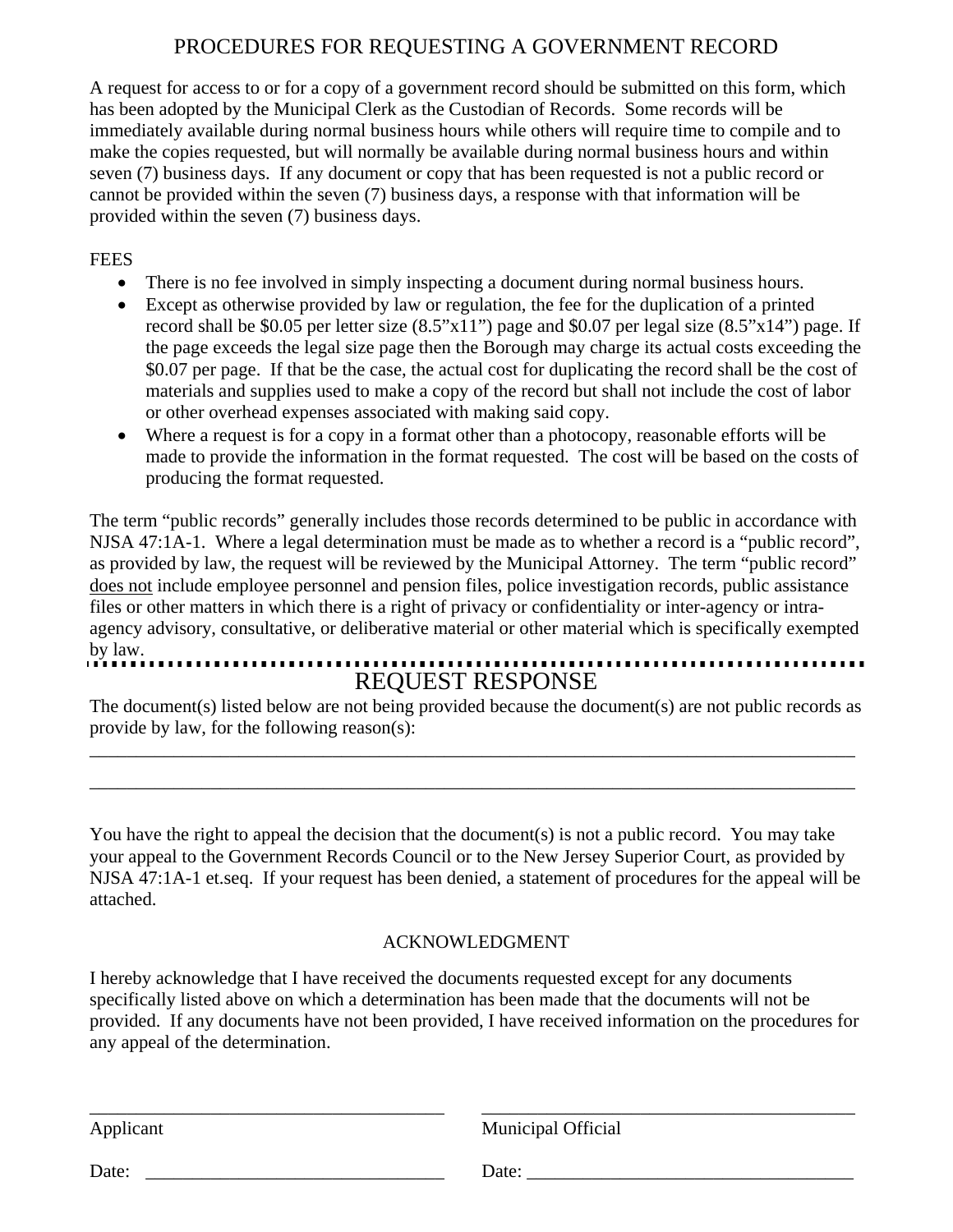# PROCEDURES FOR REQUESTING A GOVERNMENT RECORD

A request for access to or for a copy of a government record should be submitted on this form, which has been adopted by the Municipal Clerk as the Custodian of Records. Some records will be immediately available during normal business hours while others will require time to compile and to make the copies requested, but will normally be available during normal business hours and within seven (7) business days. If any document or copy that has been requested is not a public record or cannot be provided within the seven (7) business days, a response with that information will be provided within the seven (7) business days.

FEES

- There is no fee involved in simply inspecting a document during normal business hours.
- Except as otherwise provided by law or regulation, the fee for the duplication of a printed record shall be $0.05 per letter size (8.5"x11") page and $0.07 per legal size (8.5"x14") page. If the page exceeds the legal size page then the Borough may charge its actual costs exceeding the $0.07 per page. If that be the case, the actual cost for duplicating the record shall be the cost of materials and supplies used to make a copy of the record but shall not include the cost of labor or other overhead expenses associated with making said copy.
- Where a request is for a copy in a format other than a photocopy, reasonable efforts will be made to provide the information in the format requested. The cost will be based on the costs of producing the format requested.

The term "public records" generally includes those records determined to be public in accordance with NJSA 47:1A-1. Where a legal determination must be made as to whether a record is a "public record", as provided by law, the request will be reviewed by the Municipal Attorney. The term "public record" does not include employee personnel and pension files, police investigation records, public assistance files or other matters in which there is a right of privacy or confidentiality or inter-agency or intra-agency advisory, consultative, or deliberative material or other material which is specifically exempted by law.

---

## REQUEST RESPONSE

The document(s) listed below are not being provided because the document(s) are not public records as provide by law, for the following reason(s):

______________________________________________________________________________

______________________________________________________________________________

You have the right to appeal the decision that the document(s) is not a public record. You may take your appeal to the Government Records Council or to the New Jersey Superior Court, as provided by NJSA 47:1A-1 et.seq. If your request has been denied, a statement of procedures for the appeal will be attached.

### ACKNOWLEDGMENT

I hereby acknowledge that I have received the documents requested except for any documents specifically listed above on which a determination has been made that the documents will not be provided. If any documents have not been provided, I have received information on the procedures for any appeal of the determination.

_________________________________ Applicant

Date: ___________________________

_________________________________ Municipal Official

Date: ___________________________